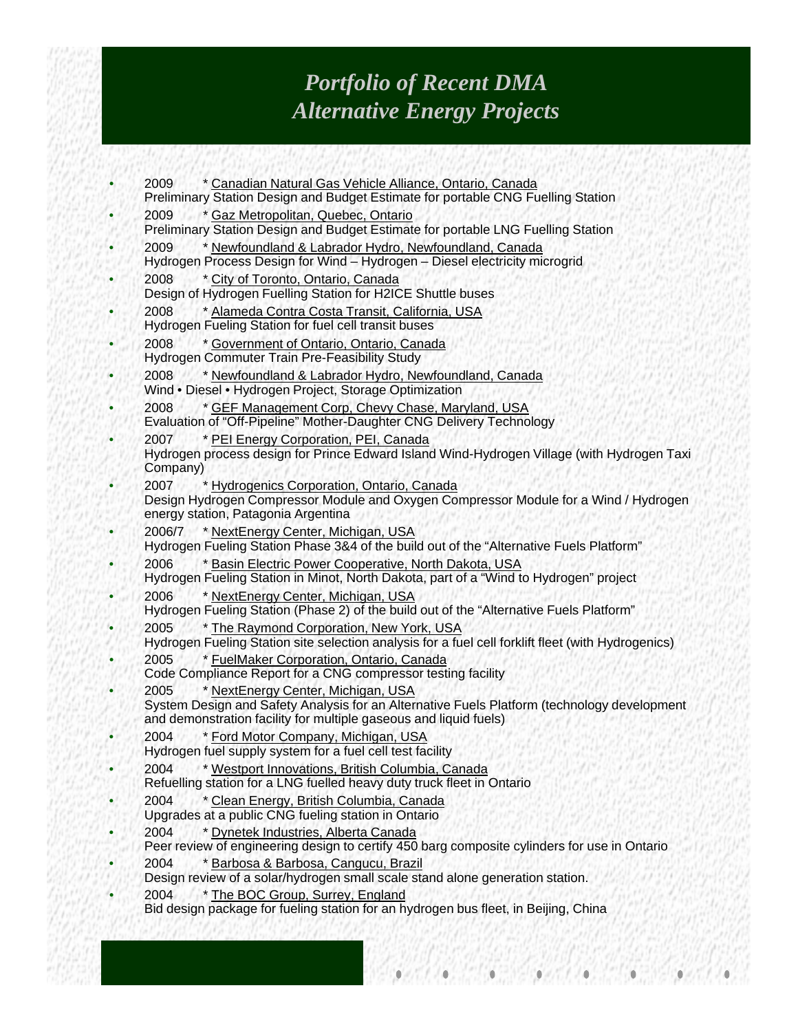# *Portfolio of Recent DMA Alternative Energy Projects*

- 2009 * Canadian Natural Gas Vehicle Alliance, Ontario, Canada
  Preliminary Station Design and Budget Estimate for portable CNG Fuelling Station
- 2009 * Gaz Metropolitan, Quebec, Ontario
  Preliminary Station Design and Budget Estimate for portable LNG Fuelling Station
- 2009 * Newfoundland & Labrador Hydro, Newfoundland, Canada
  Hydrogen Process Design for Wind – Hydrogen – Diesel electricity microgrid
- 2008 * City of Toronto, Ontario, Canada
  Design of Hydrogen Fuelling Station for H2ICE Shuttle buses
- 2008 * Alameda Contra Costa Transit, California, USA
  Hydrogen Fueling Station for fuel cell transit buses
- 2008 * Government of Ontario, Ontario, Canada
  Hydrogen Commuter Train Pre-Feasibility Study
- 2008 * Newfoundland & Labrador Hydro, Newfoundland, Canada
  Wind • Diesel • Hydrogen Project, Storage Optimization
- 2008 * GEF Management Corp, Chevy Chase, Maryland, USA
  Evaluation of "Off-Pipeline" Mother-Daughter CNG Delivery Technology
- 2007 * PEI Energy Corporation, PEI, Canada
  Hydrogen process design for Prince Edward Island Wind-Hydrogen Village (with Hydrogen Taxi Company)
- 2007 * Hydrogenics Corporation, Ontario, Canada
  Design Hydrogen Compressor Module and Oxygen Compressor Module for a Wind / Hydrogen energy station, Patagonia Argentina
- 2006/7 * NextEnergy Center, Michigan, USA
  Hydrogen Fueling Station Phase 3&4 of the build out of the "Alternative Fuels Platform"
- 2006 * Basin Electric Power Cooperative, North Dakota, USA
  Hydrogen Fueling Station in Minot, North Dakota, part of a "Wind to Hydrogen" project
- 2006 * NextEnergy Center, Michigan, USA
  Hydrogen Fueling Station (Phase 2) of the build out of the "Alternative Fuels Platform"
- 2005 * The Raymond Corporation, New York, USA
  Hydrogen Fueling Station site selection analysis for a fuel cell forklift fleet (with Hydrogenics)
- 2005 * FuelMaker Corporation, Ontario, Canada
  Code Compliance Report for a CNG compressor testing facility
- 2005 * NextEnergy Center, Michigan, USA
  System Design and Safety Analysis for an Alternative Fuels Platform (technology development and demonstration facility for multiple gaseous and liquid fuels)
- 2004 * Ford Motor Company, Michigan, USA
  Hydrogen fuel supply system for a fuel cell test facility
- 2004 * Westport Innovations, British Columbia, Canada
  Refuelling station for a LNG fuelled heavy duty truck fleet in Ontario
- 2004 * Clean Energy, British Columbia, Canada
  Upgrades at a public CNG fueling station in Ontario
- 2004 * Dynetek Industries, Alberta Canada
  Peer review of engineering design to certify 450 barg composite cylinders for use in Ontario
- 2004 * Barbosa & Barbosa, Cangucu, Brazil
  Design review of a solar/hydrogen small scale stand alone generation station.
- 2004 * The BOC Group, Surrey, England
  Bid design package for fueling station for an hydrogen bus fleet, in Beijing, China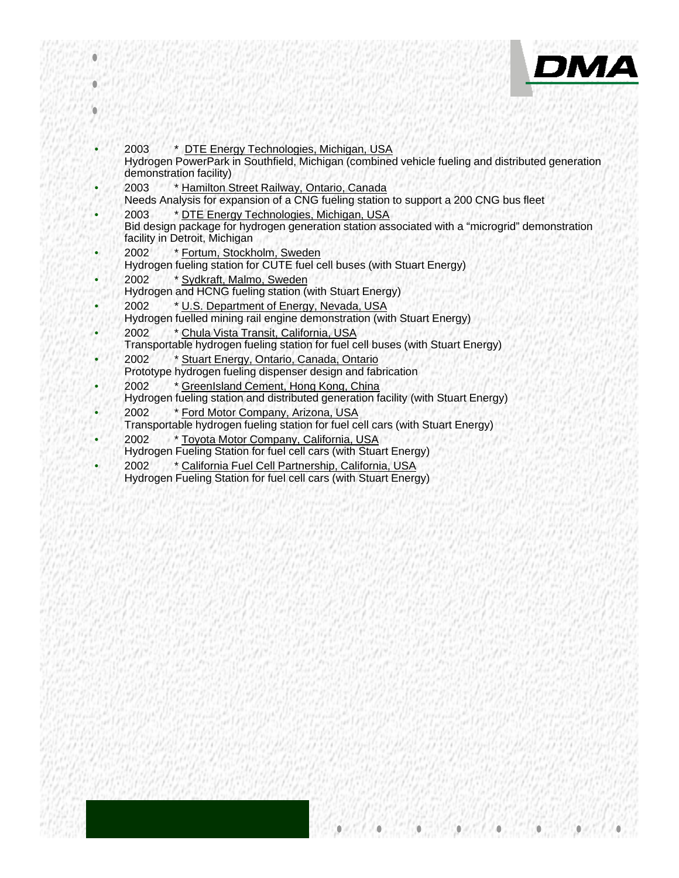- 2003 * DTE Energy Technologies, Michigan, USA
  Hydrogen PowerPark in Southfield, Michigan (combined vehicle fueling and distributed generation demonstration facility)
- 2003 * Hamilton Street Railway, Ontario, Canada
  Needs Analysis for expansion of a CNG fueling station to support a 200 CNG bus fleet
- 2003 * DTE Energy Technologies, Michigan, USA
  Bid design package for hydrogen generation station associated with a "microgrid" demonstration facility in Detroit, Michigan
- 2002 * Fortum, Stockholm, Sweden
  Hydrogen fueling station for CUTE fuel cell buses (with Stuart Energy)
- 2002 * Sydkraft, Malmo, Sweden
  Hydrogen and HCNG fueling station (with Stuart Energy)
- 2002 * U.S. Department of Energy, Nevada, USA
  Hydrogen fuelled mining rail engine demonstration (with Stuart Energy)
- 2002 * Chula Vista Transit, California, USA
  Transportable hydrogen fueling station for fuel cell buses (with Stuart Energy)
- 2002 * Stuart Energy, Ontario, Canada, Ontario
  Prototype hydrogen fueling dispenser design and fabrication
- 2002 * GreenIsland Cement, Hong Kong, China
  Hydrogen fueling station and distributed generation facility (with Stuart Energy)
- 2002 * Ford Motor Company, Arizona, USA
  Transportable hydrogen fueling station for fuel cell cars (with Stuart Energy)
- 2002 * Toyota Motor Company, California, USA
  Hydrogen Fueling Station for fuel cell cars (with Stuart Energy)
- 2002 * California Fuel Cell Partnership, California, USA
  Hydrogen Fueling Station for fuel cell cars (with Stuart Energy)